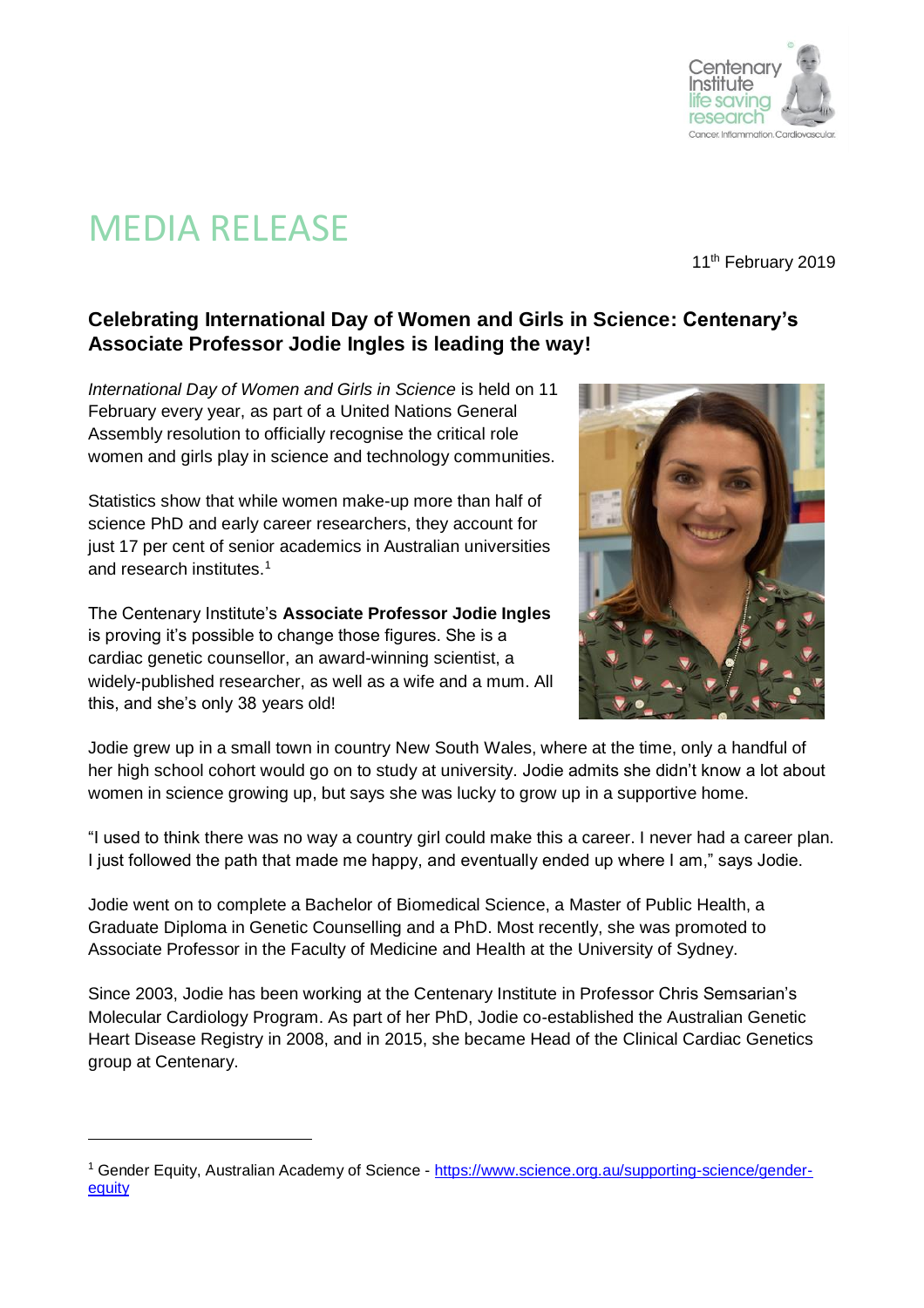# MEDIA RELEASE

11th February 2019

## Celebrating International Day of Women and Girls in Science: Centenary's Associate Professor Jodie Ingles is leading the way!

*International Day of Women and Girls in Science* is held on 11 February every year, as part of a United Nations General Assembly resolution to officially recognise the critical role women and girls play in science and technology communities.

Statistics show that while women make-up more than half of science PhD and early career researchers, they account for just 17 per cent of senior academics in Australian universities and research institutes.[1]

The Centenary Institute's **Associate Professor Jodie Ingles** is proving it's possible to change those figures. She is a cardiac genetic counsellor, an award-winning scientist, a widely-published researcher, as well as a wife and a mum. All this, and she's only 38 years old!

Jodie grew up in a small town in country New South Wales, where at the time, only a handful of her high school cohort would go on to study at university. Jodie admits she didn't know a lot about women in science growing up, but says she was lucky to grow up in a supportive home.

"I used to think there was no way a country girl could make this a career. I never had a career plan. I just followed the path that made me happy, and eventually ended up where I am," says Jodie.

Jodie went on to complete a Bachelor of Biomedical Science, a Master of Public Health, a Graduate Diploma in Genetic Counselling and a PhD. Most recently, she was promoted to Associate Professor in the Faculty of Medicine and Health at the University of Sydney.

Since 2003, Jodie has been working at the Centenary Institute in Professor Chris Semsarian's Molecular Cardiology Program. As part of her PhD, Jodie co-established the Australian Genetic Heart Disease Registry in 2008, and in 2015, she became Head of the Clinical Cardiac Genetics group at Centenary.

---

[1] Gender Equity, Australian Academy of Science - https://www.science.org.au/supporting-science/gender-equity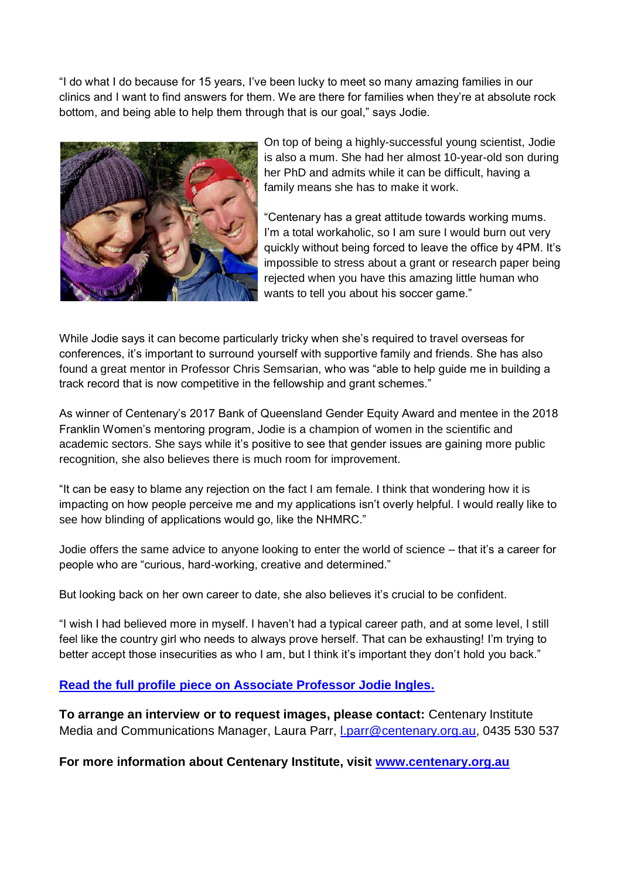"I do what I do because for 15 years, I've been lucky to meet so many amazing families in our clinics and I want to find answers for them. We are there for families when they're at absolute rock bottom, and being able to help them through that is our goal," says Jodie.

On top of being a highly-successful young scientist, Jodie is also a mum. She had her almost 10-year-old son during her PhD and admits while it can be difficult, having a family means she has to make it work.

"Centenary has a great attitude towards working mums. I'm a total workaholic, so I am sure I would burn out very quickly without being forced to leave the office by 4PM. It's impossible to stress about a grant or research paper being rejected when you have this amazing little human who wants to tell you about his soccer game."

While Jodie says it can become particularly tricky when she's required to travel overseas for conferences, it's important to surround yourself with supportive family and friends. She has also found a great mentor in Professor Chris Semsarian, who was "able to help guide me in building a track record that is now competitive in the fellowship and grant schemes."

As winner of Centenary's 2017 Bank of Queensland Gender Equity Award and mentee in the 2018 Franklin Women's mentoring program, Jodie is a champion of women in the scientific and academic sectors. She says while it's positive to see that gender issues are gaining more public recognition, she also believes there is much room for improvement.

"It can be easy to blame any rejection on the fact I am female. I think that wondering how it is impacting on how people perceive me and my applications isn't overly helpful. I would really like to see how blinding of applications would go, like the NHMRC."

Jodie offers the same advice to anyone looking to enter the world of science – that it's a career for people who are "curious, hard-working, creative and determined."

But looking back on her own career to date, she also believes it's crucial to be confident.

"I wish I had believed more in myself. I haven't had a typical career path, and at some level, I still feel like the country girl who needs to always prove herself. That can be exhausting! I'm trying to better accept those insecurities as who I am, but I think it's important they don't hold you back."

**Read the full profile piece on Associate Professor Jodie Ingles.**

**To arrange an interview or to request images, please contact:** Centenary Institute Media and Communications Manager, Laura Parr, l.parr@centenary.org.au, 0435 530 537

**For more information about Centenary Institute, visit www.centenary.org.au**